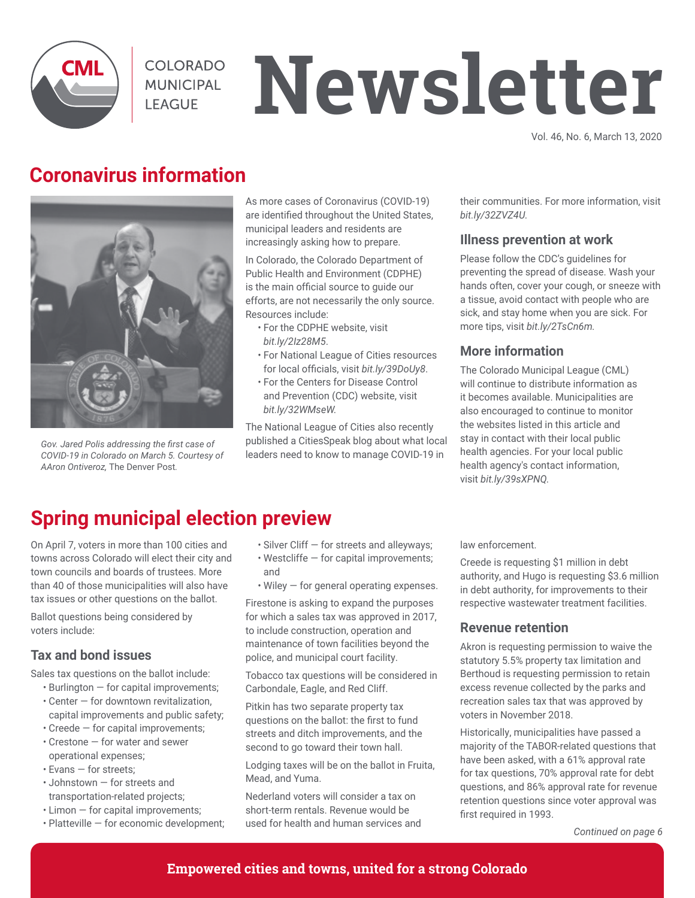# Colorado Municipal League Newsletter

Vol. 46, No. 6, March 13, 2020

## Coronavirus information

*Gov. Jared Polis addressing the first case of COVID-19 in Colorado on March 5. Courtesy of AAron Ontiveroz,* The Denver Post.

As more cases of Coronavirus (COVID-19) are identified throughout the United States, municipal leaders and residents are increasingly asking how to prepare.

In Colorado, the Colorado Department of Public Health and Environment (CDPHE) is the main official source to guide our efforts, are not necessarily the only source. Resources include:

- For the CDPHE website, visit *bit.ly/2Iz28M5*.
- For National League of Cities resources for local officials, visit *bit.ly/39DoUy8*.
- For the Centers for Disease Control and Prevention (CDC) website, visit *bit.ly/32WMseW.*

The National League of Cities also recently published a CitiesSpeak blog about what local leaders need to know to manage COVID-19 in their communities. For more information, visit *bit.ly/32ZVZ4U.*

### Illness prevention at work

Please follow the CDC's guidelines for preventing the spread of disease. Wash your hands often, cover your cough, or sneeze with a tissue, avoid contact with people who are sick, and stay home when you are sick. For more tips, visit *bit.ly/2TsCn6m.*

### More information

The Colorado Municipal League (CML) will continue to distribute information as it becomes available. Municipalities are also encouraged to continue to monitor the websites listed in this article and stay in contact with their local public health agencies. For your local public health agency's contact information, visit *bit.ly/39sXPNQ.*

## Spring municipal election preview

On April 7, voters in more than 100 cities and towns across Colorado will elect their city and town councils and boards of trustees. More than 40 of those municipalities will also have tax issues or other questions on the ballot.

Ballot questions being considered by voters include:

### Tax and bond issues

Sales tax questions on the ballot include:

- Burlington — for capital improvements;
- Center — for downtown revitalization, capital improvements and public safety;
- Creede — for capital improvements;
- Crestone — for water and sewer operational expenses;
- Evans — for streets;
- Johnstown — for streets and transportation-related projects;
- Limon — for capital improvements;
- Platteville — for economic development;
- Silver Cliff — for streets and alleyways;
- Westcliffe — for capital improvements; and
- Wiley — for general operating expenses.

Firestone is asking to expand the purposes for which a sales tax was approved in 2017, to include construction, operation and maintenance of town facilities beyond the police, and municipal court facility.

Tobacco tax questions will be considered in Carbondale, Eagle, and Red Cliff.

Pitkin has two separate property tax questions on the ballot: the first to fund streets and ditch improvements, and the second to go toward their town hall.

Lodging taxes will be on the ballot in Fruita, Mead, and Yuma.

Nederland voters will consider a tax on short-term rentals. Revenue would be used for health and human services and law enforcement.

Creede is requesting $1 million in debt authority, and Hugo is requesting $3.6 million in debt authority, for improvements to their respective wastewater treatment facilities.

### Revenue retention

Akron is requesting permission to waive the statutory 5.5% property tax limitation and Berthoud is requesting permission to retain excess revenue collected by the parks and recreation sales tax that was approved by voters in November 2018.

Historically, municipalities have passed a majority of the TABOR-related questions that have been asked, with a 61% approval rate for tax questions, 70% approval rate for debt questions, and 86% approval rate for revenue retention questions since voter approval was first required in 1993.

*Continued on page 6*

**Empowered cities and towns, united for a strong Colorado**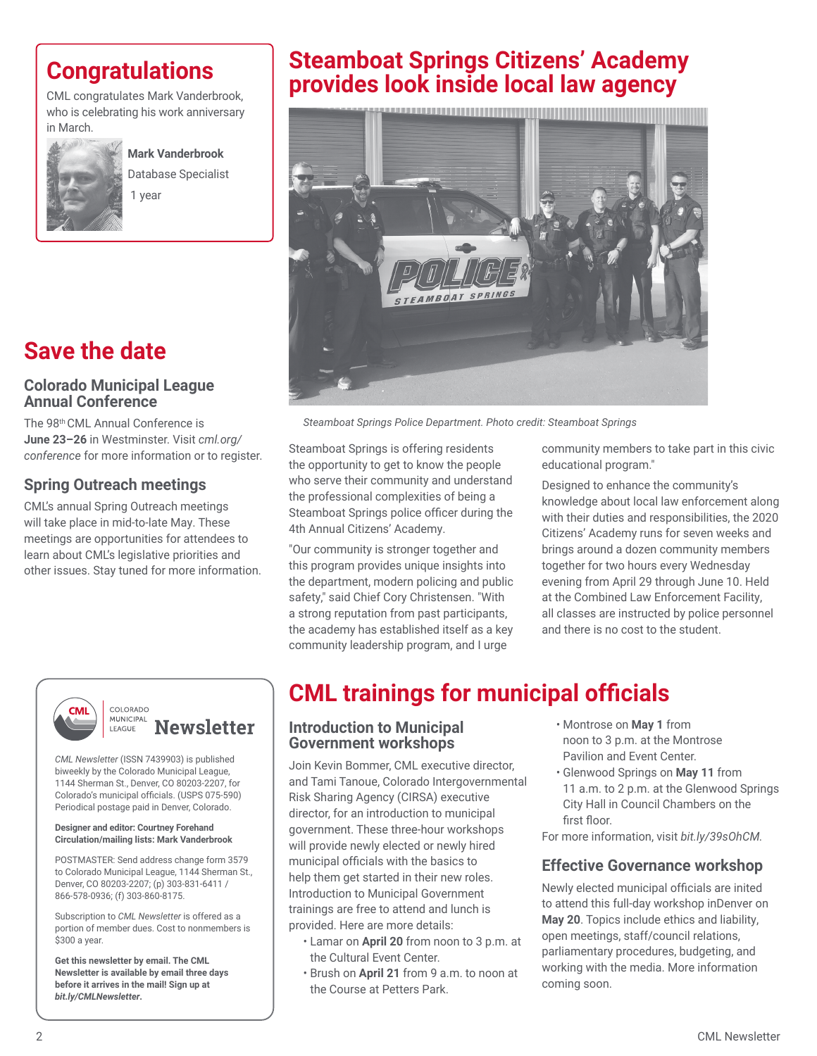## Congratulations

CML congratulates Mark Vanderbrook, who is celebrating his work anniversary in March.

**Mark Vanderbrook**
Database Specialist
1 year

## Save the date

### Colorado Municipal League Annual Conference

The 98th CML Annual Conference is **June 23–26** in Westminster. Visit *cml.org/conference* for more information or to register.

### Spring Outreach meetings

CML's annual Spring Outreach meetings will take place in mid-to-late May. These meetings are opportunities for attendees to learn about CML's legislative priorities and other issues. Stay tuned for more information.

## Steamboat Springs Citizens' Academy provides look inside local law agency

*Steamboat Springs Police Department. Photo credit: Steamboat Springs*

Steamboat Springs is offering residents the opportunity to get to know the people who serve their community and understand the professional complexities of being a Steamboat Springs police officer during the 4th Annual Citizens' Academy.

"Our community is stronger together and this program provides unique insights into the department, modern policing and public safety," said Chief Cory Christensen. "With a strong reputation from past participants, the academy has established itself as a key community leadership program, and I urge community members to take part in this civic educational program."

Designed to enhance the community's knowledge about local law enforcement along with their duties and responsibilities, the 2020 Citizens' Academy runs for seven weeks and brings around a dozen community members together for two hours every Wednesday evening from April 29 through June 10. Held at the Combined Law Enforcement Facility, all classes are instructed by police personnel and there is no cost to the student.

**CML Colorado Municipal League Newsletter**

*CML Newsletter* (ISSN 7439903) is published biweekly by the Colorado Municipal League, 1144 Sherman St., Denver, CO 80203-2207, for Colorado's municipal officials. (USPS 075-590) Periodical postage paid in Denver, Colorado.

**Designer and editor: Courtney Forehand**
**Circulation/mailing lists: Mark Vanderbrook**

POSTMASTER: Send address change form 3579 to Colorado Municipal League, 1144 Sherman St., Denver, CO 80203-2207; (p) 303-831-6411 / 866-578-0936; (f) 303-860-8175.

Subscription to *CML Newsletter* is offered as a portion of member dues. Cost to nonmembers is $300 a year.

**Get this newsletter by email. The CML Newsletter is available by email three days before it arrives in the mail! Sign up at *bit.ly/CMLNewsletter*.**

## CML trainings for municipal officials

### Introduction to Municipal Government workshops

Join Kevin Bommer, CML executive director, and Tami Tanoue, Colorado Intergovernmental Risk Sharing Agency (CIRSA) executive director, for an introduction to municipal government. These three-hour workshops will provide newly elected or newly hired municipal officials with the basics to help them get started in their new roles. Introduction to Municipal Government trainings are free to attend and lunch is provided. Here are more details:

- Lamar on **April 20** from noon to 3 p.m. at the Cultural Event Center.
- Brush on **April 21** from 9 a.m. to noon at the Course at Petters Park.
- Montrose on **May 1** from noon to 3 p.m. at the Montrose Pavilion and Event Center.
- Glenwood Springs on **May 11** from 11 a.m. to 2 p.m. at the Glenwood Springs City Hall in Council Chambers on the first floor.

For more information, visit *bit.ly/39sOhCM.*

### Effective Governance workshop

Newly elected municipal officials are inited to attend this full-day workshop inDenver on **May 20**. Topics include ethics and liability, open meetings, staff/council relations, parliamentary procedures, budgeting, and working with the media. More information coming soon.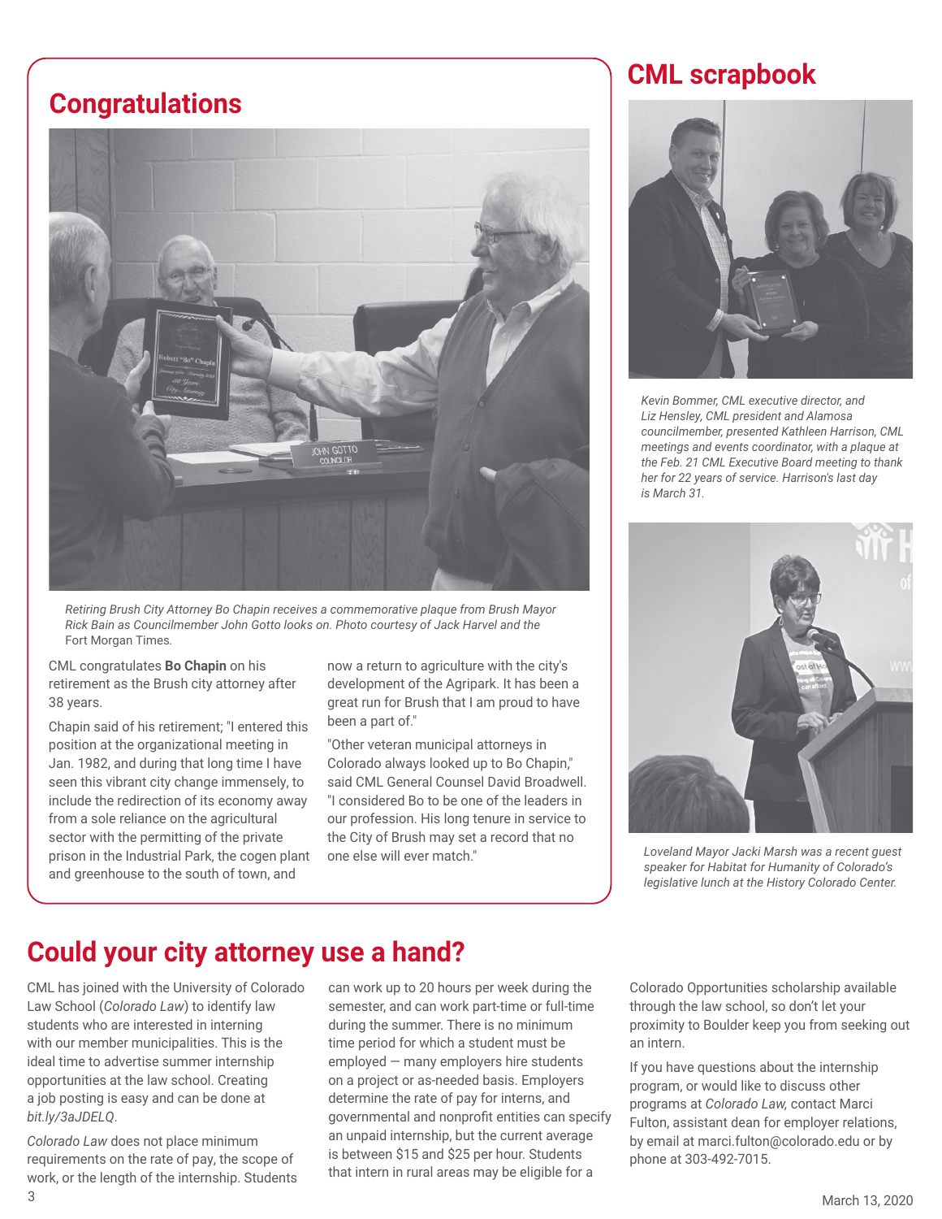## Congratulations

Retiring Brush City Attorney Bo Chapin receives a commemorative plaque from Brush Mayor Rick Bain as Councilmember John Gotto looks on. Photo courtesy of Jack Harvel and the Fort Morgan Times.

CML congratulates **Bo Chapin** on his retirement as the Brush city attorney after 38 years.

Chapin said of his retirement; "I entered this position at the organizational meeting in Jan. 1982, and during that long time I have seen this vibrant city change immensely, to include the redirection of its economy away from a sole reliance on the agricultural sector with the permitting of the private prison in the Industrial Park, the cogen plant and greenhouse to the south of town, and now a return to agriculture with the city's development of the Agripark. It has been a great run for Brush that I am proud to have been a part of."

"Other veteran municipal attorneys in Colorado always looked up to Bo Chapin," said CML General Counsel David Broadwell. "I considered Bo to be one of the leaders in our profession. His long tenure in service to the City of Brush may set a record that no one else will ever match."

## CML scrapbook

*Kevin Bommer, CML executive director, and Liz Hensley, CML president and Alamosa councilmember, presented Kathleen Harrison, CML meetings and events coordinator, with a plaque at the Feb. 21 CML Executive Board meeting to thank her for 22 years of service. Harrison's last day is March 31.*

*Loveland Mayor Jacki Marsh was a recent guest speaker for Habitat for Humanity of Colorado's legislative lunch at the History Colorado Center.*

## Could your city attorney use a hand?

CML has joined with the University of Colorado Law School (*Colorado Law*) to identify law students who are interested in interning with our member municipalities. This is the ideal time to advertise summer internship opportunities at the law school. Creating a job posting is easy and can be done at *bit.ly/3aJDELQ*.

*Colorado Law* does not place minimum requirements on the rate of pay, the scope of work, or the length of the internship. Students can work up to 20 hours per week during the semester, and can work part-time or full-time during the summer. There is no minimum time period for which a student must be employed — many employers hire students on a project or as-needed basis. Employers determine the rate of pay for interns, and governmental and nonprofit entities can specify an unpaid internship, but the current average is between $15 and $25 per hour. Students that intern in rural areas may be eligible for a Colorado Opportunities scholarship available through the law school, so don't let your proximity to Boulder keep you from seeking out an intern.

If you have questions about the internship program, or would like to discuss other programs at *Colorado Law,* contact Marci Fulton, assistant dean for employer relations, by email at marci.fulton@colorado.edu or by phone at 303-492-7015.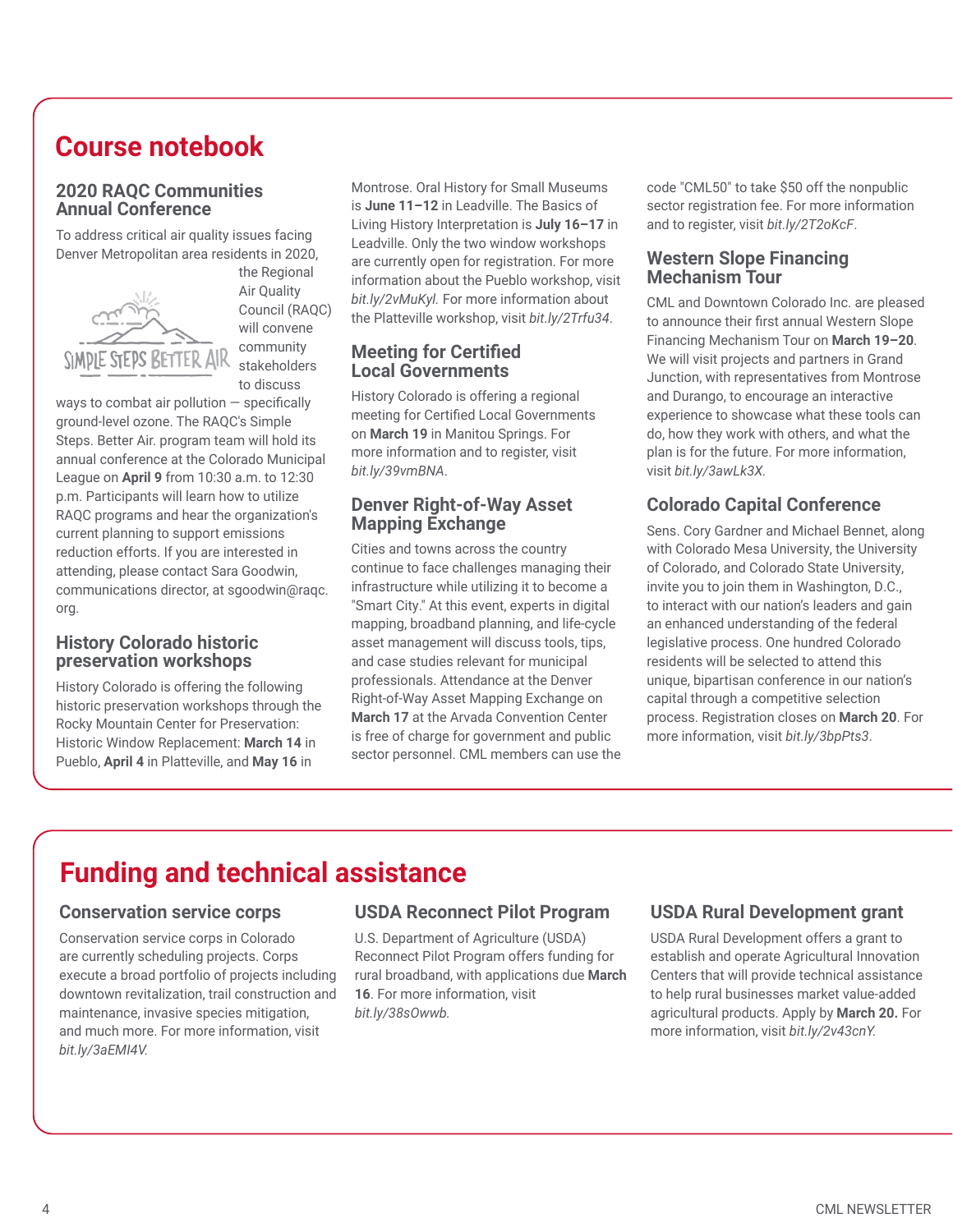# Course notebook

## 2020 RAQC Communities Annual Conference

To address critical air quality issues facing Denver Metropolitan area residents in 2020, the Regional Air Quality Council (RAQC) will convene community stakeholders to discuss ways to combat air pollution — specifically ground-level ozone. The RAQC's Simple Steps. Better Air. program team will hold its annual conference at the Colorado Municipal League on **April 9** from 10:30 a.m. to 12:30 p.m. Participants will learn how to utilize RAQC programs and hear the organization's current planning to support emissions reduction efforts. If you are interested in attending, please contact Sara Goodwin, communications director, at sgoodwin@raqc.org.

## History Colorado historic preservation workshops

History Colorado is offering the following historic preservation workshops through the Rocky Mountain Center for Preservation: Historic Window Replacement: **March 14** in Pueblo, **April 4** in Platteville, and **May 16** in Montrose. Oral History for Small Museums is **June 11–12** in Leadville. The Basics of Living History Interpretation is **July 16–17** in Leadville. Only the two window workshops are currently open for registration. For more information about the Pueblo workshop, visit *bit.ly/2vMuKyl.* For more information about the Platteville workshop, visit *bit.ly/2Trfu34*.

## Meeting for Certified Local Governments

History Colorado is offering a regional meeting for Certified Local Governments on **March 19** in Manitou Springs. For more information and to register, visit *bit.ly/39vmBNA*.

## Denver Right-of-Way Asset Mapping Exchange

Cities and towns across the country continue to face challenges managing their infrastructure while utilizing it to become a "Smart City." At this event, experts in digital mapping, broadband planning, and life-cycle asset management will discuss tools, tips, and case studies relevant for municipal professionals. Attendance at the Denver Right-of-Way Asset Mapping Exchange on **March 17** at the Arvada Convention Center is free of charge for government and public sector personnel. CML members can use the code "CML50" to take $50 off the nonpublic sector registration fee. For more information and to register, visit *bit.ly/2T2oKcF*.

## Western Slope Financing Mechanism Tour

CML and Downtown Colorado Inc. are pleased to announce their first annual Western Slope Financing Mechanism Tour on **March 19–20**. We will visit projects and partners in Grand Junction, with representatives from Montrose and Durango, to encourage an interactive experience to showcase what these tools can do, how they work with others, and what the plan is for the future. For more information, visit *bit.ly/3awLk3X*.

## Colorado Capital Conference

Sens. Cory Gardner and Michael Bennet, along with Colorado Mesa University, the University of Colorado, and Colorado State University, invite you to join them in Washington, D.C., to interact with our nation's leaders and gain an enhanced understanding of the federal legislative process. One hundred Colorado residents will be selected to attend this unique, bipartisan conference in our nation's capital through a competitive selection process. Registration closes on **March 20**. For more information, visit *bit.ly/3bpPts3*.

# Funding and technical assistance

## Conservation service corps

Conservation service corps in Colorado are currently scheduling projects. Corps execute a broad portfolio of projects including downtown revitalization, trail construction and maintenance, invasive species mitigation, and much more. For more information, visit *bit.ly/3aEMI4V.*

## USDA Reconnect Pilot Program

U.S. Department of Agriculture (USDA) Reconnect Pilot Program offers funding for rural broadband, with applications due **March 16**. For more information, visit *bit.ly/38sOwwb.*

## USDA Rural Development grant

USDA Rural Development offers a grant to establish and operate Agricultural Innovation Centers that will provide technical assistance to help rural businesses market value-added agricultural products. Apply by **March 20.** For more information, visit *bit.ly/2v43cnY.*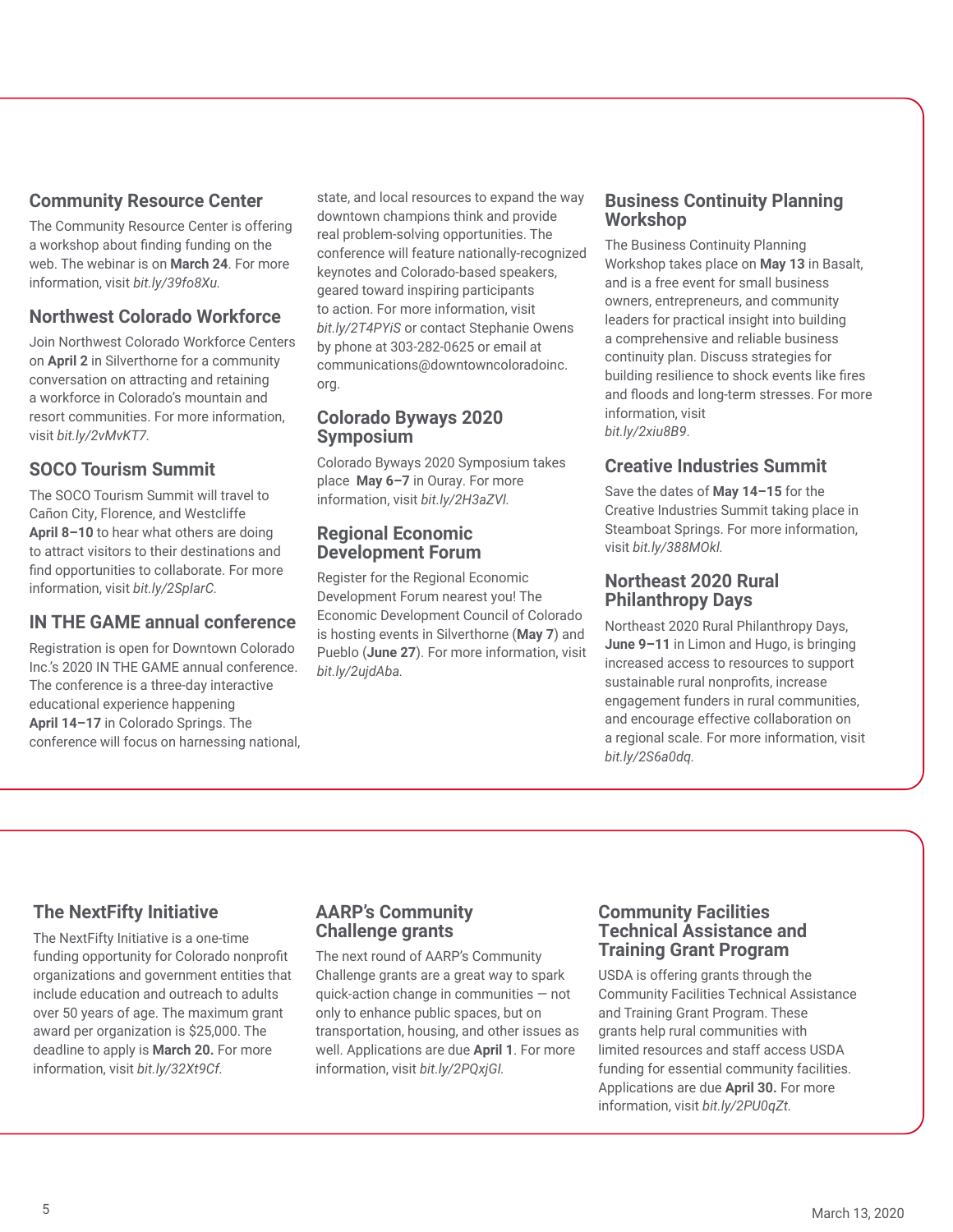### Community Resource Center

The Community Resource Center is offering a workshop about finding funding on the web. The webinar is on **March 24**. For more information, visit *bit.ly/39fo8Xu.*

### Northwest Colorado Workforce

Join Northwest Colorado Workforce Centers on **April 2** in Silverthorne for a community conversation on attracting and retaining a workforce in Colorado's mountain and resort communities. For more information, visit *bit.ly/2vMvKT7.*

### SOCO Tourism Summit

The SOCO Tourism Summit will travel to Cañon City, Florence, and Westcliffe **April 8–10** to hear what others are doing to attract visitors to their destinations and find opportunities to collaborate. For more information, visit *bit.ly/2SplarC.*

### IN THE GAME annual conference

Registration is open for Downtown Colorado Inc.'s 2020 IN THE GAME annual conference. The conference is a three-day interactive educational experience happening **April 14–17** in Colorado Springs. The conference will focus on harnessing national, state, and local resources to expand the way downtown champions think and provide real problem-solving opportunities. The conference will feature nationally-recognized keynotes and Colorado-based speakers, geared toward inspiring participants to action. For more information, visit *bit.ly/2T4PYiS* or contact Stephanie Owens by phone at 303-282-0625 or email at communications@downtowncoloradoinc.org.

### Colorado Byways 2020 Symposium

Colorado Byways 2020 Symposium takes place **May 6–7** in Ouray. For more information, visit *bit.ly/2H3aZVl.*

### Regional Economic Development Forum

Register for the Regional Economic Development Forum nearest you! The Economic Development Council of Colorado is hosting events in Silverthorne (**May 7**) and Pueblo (**June 27**). For more information, visit *bit.ly/2ujdAba.*

### Business Continuity Planning Workshop

The Business Continuity Planning Workshop takes place on **May 13** in Basalt, and is a free event for small business owners, entrepreneurs, and community leaders for practical insight into building a comprehensive and reliable business continuity plan. Discuss strategies for building resilience to shock events like fires and floods and long-term stresses. For more information, visit *bit.ly/2xiu8B9*.

### Creative Industries Summit

Save the dates of **May 14–15** for the Creative Industries Summit taking place in Steamboat Springs. For more information, visit *bit.ly/388MOkl.*

### Northeast 2020 Rural Philanthropy Days

Northeast 2020 Rural Philanthropy Days, **June 9–11** in Limon and Hugo, is bringing increased access to resources to support sustainable rural nonprofits, increase engagement funders in rural communities, and encourage effective collaboration on a regional scale. For more information, visit *bit.ly/2S6a0dq.*

### The NextFifty Initiative

The NextFifty Initiative is a one-time funding opportunity for Colorado nonprofit organizations and government entities that include education and outreach to adults over 50 years of age. The maximum grant award per organization is $25,000. The deadline to apply is **March 20.** For more information, visit *bit.ly/32Xt9Cf.*

### AARP's Community Challenge grants

The next round of AARP's Community Challenge grants are a great way to spark quick-action change in communities — not only to enhance public spaces, but on transportation, housing, and other issues as well. Applications are due **April 1**. For more information, visit *bit.ly/2PQxjGl.*

### Community Facilities Technical Assistance and Training Grant Program

USDA is offering grants through the Community Facilities Technical Assistance and Training Grant Program. These grants help rural communities with limited resources and staff access USDA funding for essential community facilities. Applications are due **April 30.** For more information, visit *bit.ly/2PU0qZt.*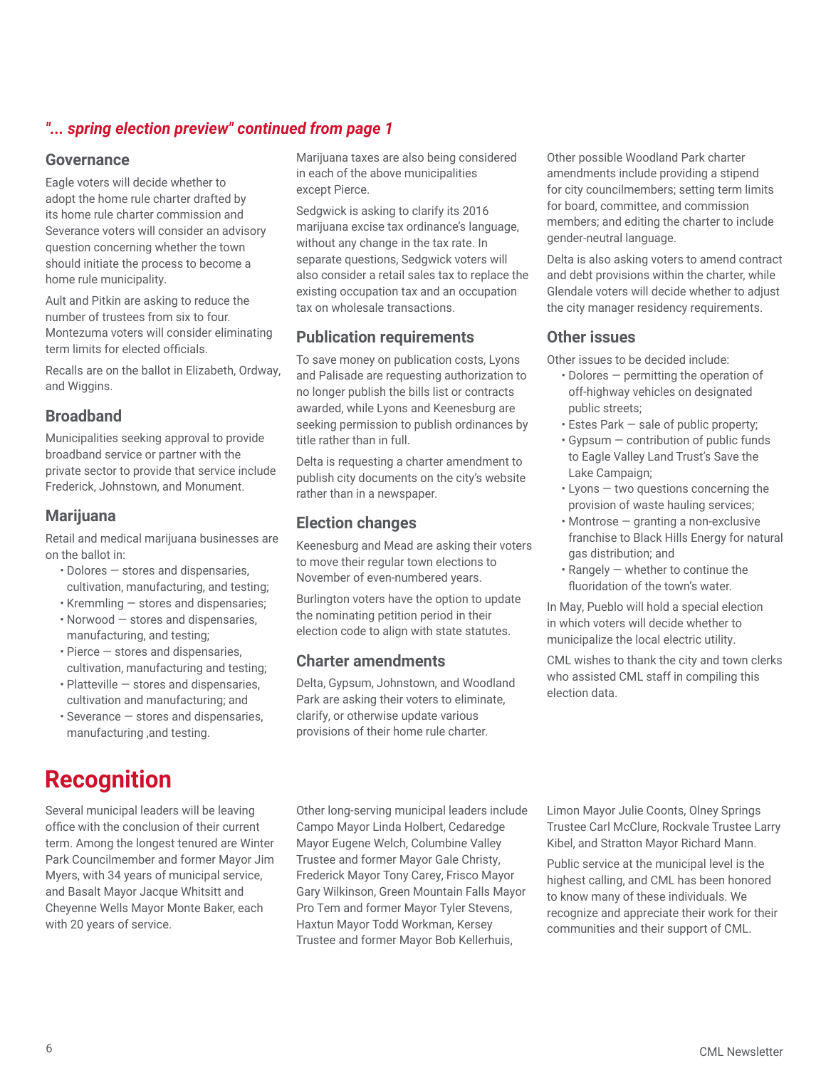*"... spring election preview" continued from page 1*

## Governance

Eagle voters will decide whether to adopt the home rule charter drafted by its home rule charter commission and Severance voters will consider an advisory question concerning whether the town should initiate the process to become a home rule municipality.

Ault and Pitkin are asking to reduce the number of trustees from six to four. Montezuma voters will consider eliminating term limits for elected officials.

Recalls are on the ballot in Elizabeth, Ordway, and Wiggins.

## Broadband

Municipalities seeking approval to provide broadband service or partner with the private sector to provide that service include Frederick, Johnstown, and Monument.

## Marijuana

Retail and medical marijuana businesses are on the ballot in:

- Dolores — stores and dispensaries, cultivation, manufacturing, and testing;
- Kremmling — stores and dispensaries;
- Norwood — stores and dispensaries, manufacturing, and testing;
- Pierce — stores and dispensaries, cultivation, manufacturing and testing;
- Platteville — stores and dispensaries, cultivation and manufacturing; and
- Severance — stores and dispensaries, manufacturing ,and testing.

Marijuana taxes are also being considered in each of the above municipalities except Pierce.

Sedgwick is asking to clarify its 2016 marijuana excise tax ordinance's language, without any change in the tax rate. In separate questions, Sedgwick voters will also consider a retail sales tax to replace the existing occupation tax and an occupation tax on wholesale transactions.

## Publication requirements

To save money on publication costs, Lyons and Palisade are requesting authorization to no longer publish the bills list or contracts awarded, while Lyons and Keenesburg are seeking permission to publish ordinances by title rather than in full.

Delta is requesting a charter amendment to publish city documents on the city's website rather than in a newspaper.

## Election changes

Keenesburg and Mead are asking their voters to move their regular town elections to November of even-numbered years.

Burlington voters have the option to update the nominating petition period in their election code to align with state statutes.

## Charter amendments

Delta, Gypsum, Johnstown, and Woodland Park are asking their voters to eliminate, clarify, or otherwise update various provisions of their home rule charter.

Other possible Woodland Park charter amendments include providing a stipend for city councilmembers; setting term limits for board, committee, and commission members; and editing the charter to include gender-neutral language.

Delta is also asking voters to amend contract and debt provisions within the charter, while Glendale voters will decide whether to adjust the city manager residency requirements.

## Other issues

Other issues to be decided include:

- Dolores — permitting the operation of off-highway vehicles on designated public streets;
- Estes Park — sale of public property;
- Gypsum — contribution of public funds to Eagle Valley Land Trust's Save the Lake Campaign;
- Lyons — two questions concerning the provision of waste hauling services;
- Montrose — granting a non-exclusive franchise to Black Hills Energy for natural gas distribution; and
- Rangely — whether to continue the fluoridation of the town's water.

In May, Pueblo will hold a special election in which voters will decide whether to municipalize the local electric utility.

CML wishes to thank the city and town clerks who assisted CML staff in compiling this election data.

# Recognition

Several municipal leaders will be leaving office with the conclusion of their current term. Among the longest tenured are Winter Park Councilmember and former Mayor Jim Myers, with 34 years of municipal service, and Basalt Mayor Jacque Whitsitt and Cheyenne Wells Mayor Monte Baker, each with 20 years of service.

Other long-serving municipal leaders include Campo Mayor Linda Holbert, Cedaredge Mayor Eugene Welch, Columbine Valley Trustee and former Mayor Gale Christy, Frederick Mayor Tony Carey, Frisco Mayor Gary Wilkinson, Green Mountain Falls Mayor Pro Tem and former Mayor Tyler Stevens, Haxtun Mayor Todd Workman, Kersey Trustee and former Mayor Bob Kellerhuis, Limon Mayor Julie Coonts, Olney Springs Trustee Carl McClure, Rockvale Trustee Larry Kibel, and Stratton Mayor Richard Mann.

Public service at the municipal level is the highest calling, and CML has been honored to know many of these individuals. We recognize and appreciate their work for their communities and their support of CML.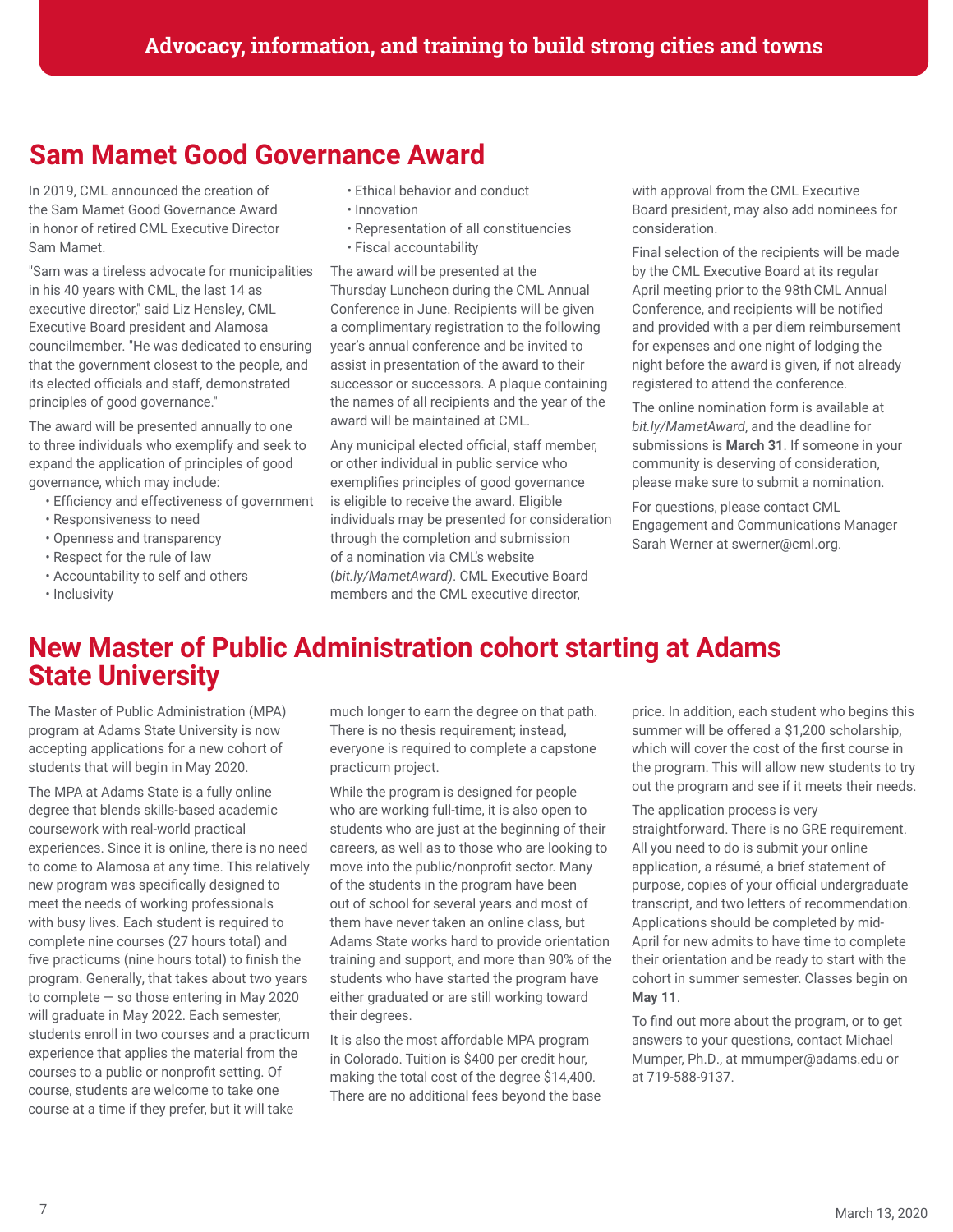## Sam Mamet Good Governance Award

In 2019, CML announced the creation of the Sam Mamet Good Governance Award in honor of retired CML Executive Director Sam Mamet.

"Sam was a tireless advocate for municipalities in his 40 years with CML, the last 14 as executive director," said Liz Hensley, CML Executive Board president and Alamosa councilmember. "He was dedicated to ensuring that the government closest to the people, and its elected officials and staff, demonstrated principles of good governance."

The award will be presented annually to one to three individuals who exemplify and seek to expand the application of principles of good governance, which may include:

- Efficiency and effectiveness of government
- Responsiveness to need
- Openness and transparency
- Respect for the rule of law
- Accountability to self and others
- Inclusivity
- Ethical behavior and conduct
- Innovation
- Representation of all constituencies
- Fiscal accountability

The award will be presented at the Thursday Luncheon during the CML Annual Conference in June. Recipients will be given a complimentary registration to the following year's annual conference and be invited to assist in presentation of the award to their successor or successors. A plaque containing the names of all recipients and the year of the award will be maintained at CML.

Any municipal elected official, staff member, or other individual in public service who exemplifies principles of good governance is eligible to receive the award. Eligible individuals may be presented for consideration through the completion and submission of a nomination via CML's website (*bit.ly/MametAward)*. CML Executive Board members and the CML executive director, with approval from the CML Executive Board president, may also add nominees for consideration.

Final selection of the recipients will be made by the CML Executive Board at its regular April meeting prior to the 98th CML Annual Conference, and recipients will be notified and provided with a per diem reimbursement for expenses and one night of lodging the night before the award is given, if not already registered to attend the conference.

The online nomination form is available at *bit.ly/MametAward*, and the deadline for submissions is **March 31**. If someone in your community is deserving of consideration, please make sure to submit a nomination.

For questions, please contact CML Engagement and Communications Manager Sarah Werner at swerner@cml.org.

## New Master of Public Administration cohort starting at Adams State University

The Master of Public Administration (MPA) program at Adams State University is now accepting applications for a new cohort of students that will begin in May 2020.

The MPA at Adams State is a fully online degree that blends skills-based academic coursework with real-world practical experiences. Since it is online, there is no need to come to Alamosa at any time. This relatively new program was specifically designed to meet the needs of working professionals with busy lives. Each student is required to complete nine courses (27 hours total) and five practicums (nine hours total) to finish the program. Generally, that takes about two years to complete — so those entering in May 2020 will graduate in May 2022. Each semester, students enroll in two courses and a practicum experience that applies the material from the courses to a public or nonprofit setting. Of course, students are welcome to take one course at a time if they prefer, but it will take much longer to earn the degree on that path. There is no thesis requirement; instead, everyone is required to complete a capstone practicum project.

While the program is designed for people who are working full-time, it is also open to students who are just at the beginning of their careers, as well as to those who are looking to move into the public/nonprofit sector. Many of the students in the program have been out of school for several years and most of them have never taken an online class, but Adams State works hard to provide orientation training and support, and more than 90% of the students who have started the program have either graduated or are still working toward their degrees.

It is also the most affordable MPA program in Colorado. Tuition is $400 per credit hour, making the total cost of the degree $14,400. There are no additional fees beyond the base price. In addition, each student who begins this summer will be offered a $1,200 scholarship, which will cover the cost of the first course in the program. This will allow new students to try out the program and see if it meets their needs.

The application process is very straightforward. There is no GRE requirement. All you need to do is submit your online application, a résumé, a brief statement of purpose, copies of your official undergraduate transcript, and two letters of recommendation. Applications should be completed by mid-April for new admits to have time to complete their orientation and be ready to start with the cohort in summer semester. Classes begin on **May 11**.

To find out more about the program, or to get answers to your questions, contact Michael Mumper, Ph.D., at mmumper@adams.edu or at 719-588-9137.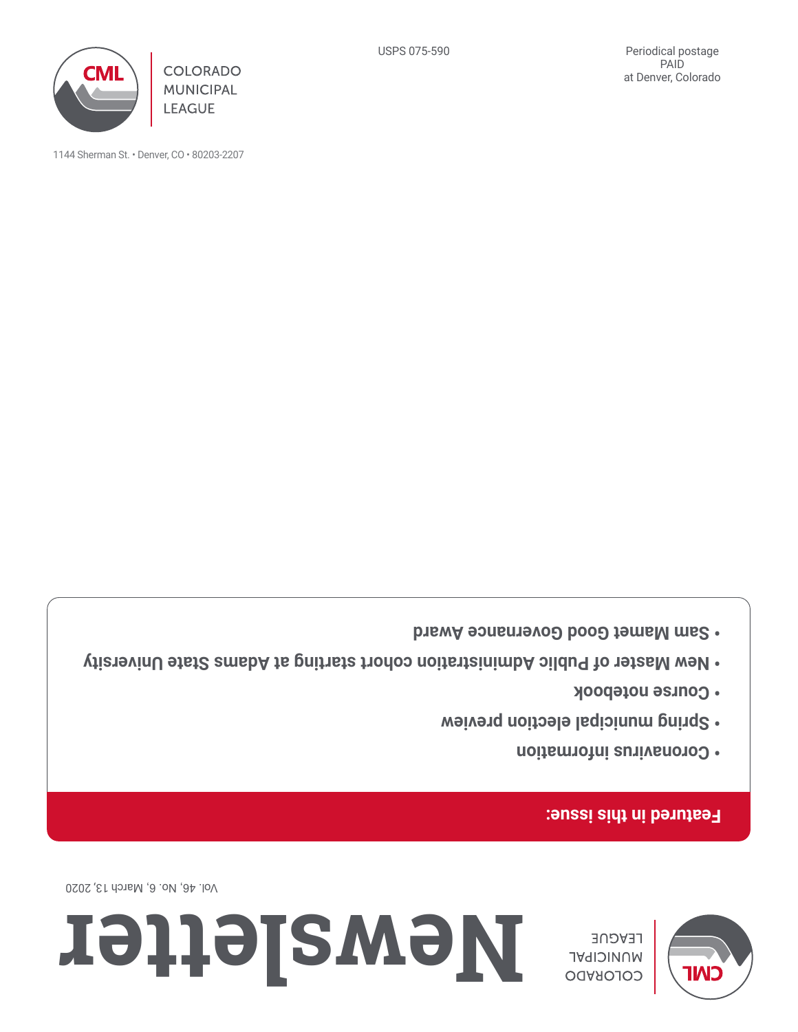COLORADO
MUNICIPAL
LEAGUE

1144 Sherman St. • Denver, CO • 80203-2207

USPS 075-590

Periodical postage
PAID
at Denver, Colorado

# Newsletter

Vol. 46, No. 6, March 13, 2020

COLORADO
MUNICIPAL
LEAGUE

**Featured in this issue:**

- **Coronavirus information**
- **Spring municipal election preview**
- **Course notebook**
- **New Master of Public Administration cohort starting at Adams State University**
- **Sam Mamet Good Governance Award**